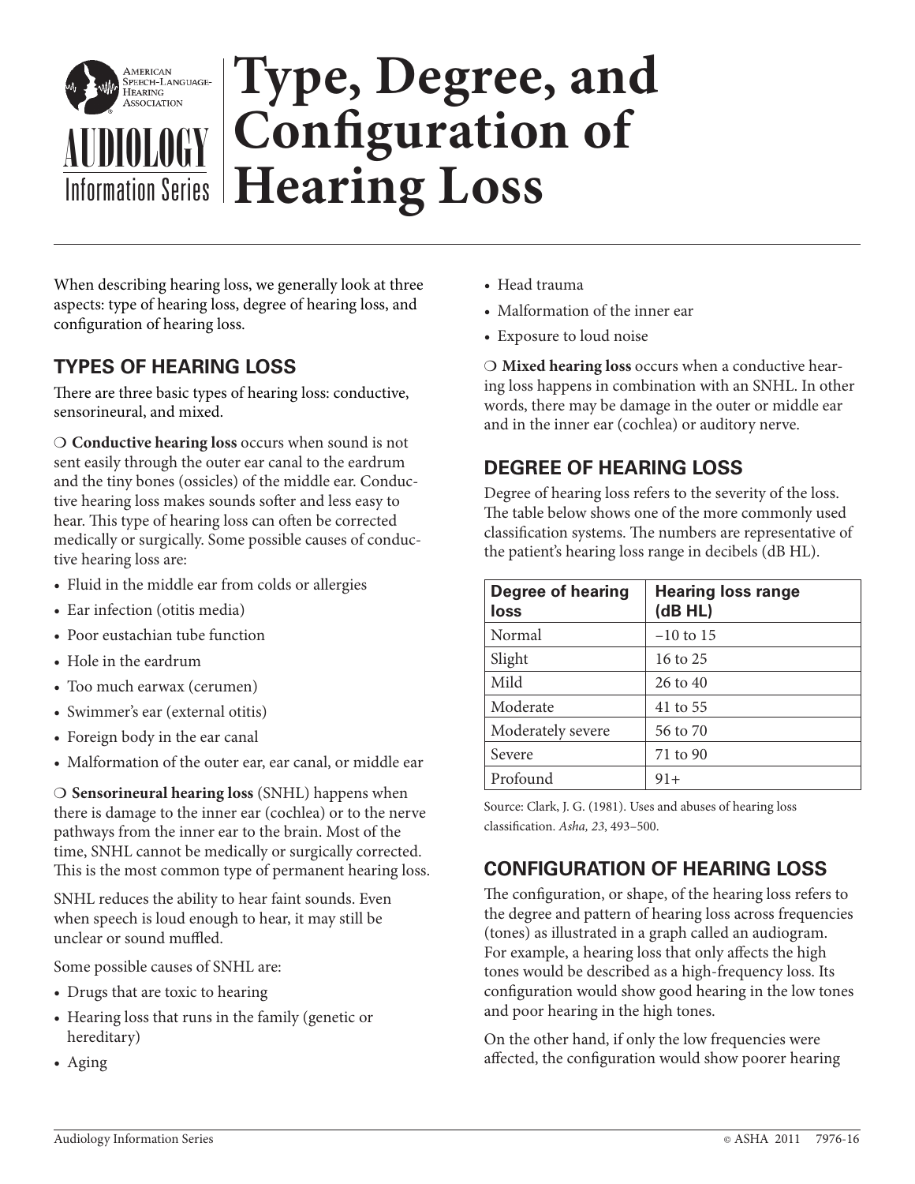# Type, Degree, and Configuration of Hearing Loss

American Speech-Language-Hearing Association

AUDIOLOGY Information Series

When describing hearing loss, we generally look at three aspects: type of hearing loss, degree of hearing loss, and configuration of hearing loss.

## TYPES OF HEARING LOSS

There are three basic types of hearing loss: conductive, sensorineural, and mixed.

❍ **Conductive hearing loss** occurs when sound is not sent easily through the outer ear canal to the eardrum and the tiny bones (ossicles) of the middle ear. Conductive hearing loss makes sounds softer and less easy to hear. This type of hearing loss can often be corrected medically or surgically. Some possible causes of conductive hearing loss are:

- Fluid in the middle ear from colds or allergies
- Ear infection (otitis media)
- Poor eustachian tube function
- Hole in the eardrum
- Too much earwax (cerumen)
- Swimmer's ear (external otitis)
- Foreign body in the ear canal
- Malformation of the outer ear, ear canal, or middle ear

❍ **Sensorineural hearing loss** (SNHL) happens when there is damage to the inner ear (cochlea) or to the nerve pathways from the inner ear to the brain. Most of the time, SNHL cannot be medically or surgically corrected. This is the most common type of permanent hearing loss.

SNHL reduces the ability to hear faint sounds. Even when speech is loud enough to hear, it may still be unclear or sound muffled.

Some possible causes of SNHL are:

- Drugs that are toxic to hearing
- Hearing loss that runs in the family (genetic or hereditary)
- Aging
- Head trauma
- Malformation of the inner ear
- Exposure to loud noise

❍ **Mixed hearing loss** occurs when a conductive hearing loss happens in combination with an SNHL. In other words, there may be damage in the outer or middle ear and in the inner ear (cochlea) or auditory nerve.

## DEGREE OF HEARING LOSS

Degree of hearing loss refers to the severity of the loss. The table below shows one of the more commonly used classification systems. The numbers are representative of the patient's hearing loss range in decibels (dB HL).

| Degree of hearing loss | Hearing loss range (dB HL) |
|---|---|
| Normal | –10 to 15 |
| Slight | 16 to 25 |
| Mild | 26 to 40 |
| Moderate | 41 to 55 |
| Moderately severe | 56 to 70 |
| Severe | 71 to 90 |
| Profound | 91+ |

Source: Clark, J. G. (1981). Uses and abuses of hearing loss classification. *Asha, 23*, 493–500.

## CONFIGURATION OF HEARING LOSS

The configuration, or shape, of the hearing loss refers to the degree and pattern of hearing loss across frequencies (tones) as illustrated in a graph called an audiogram. For example, a hearing loss that only affects the high tones would be described as a high-frequency loss. Its configuration would show good hearing in the low tones and poor hearing in the high tones.

On the other hand, if only the low frequencies were affected, the configuration would show poorer hearing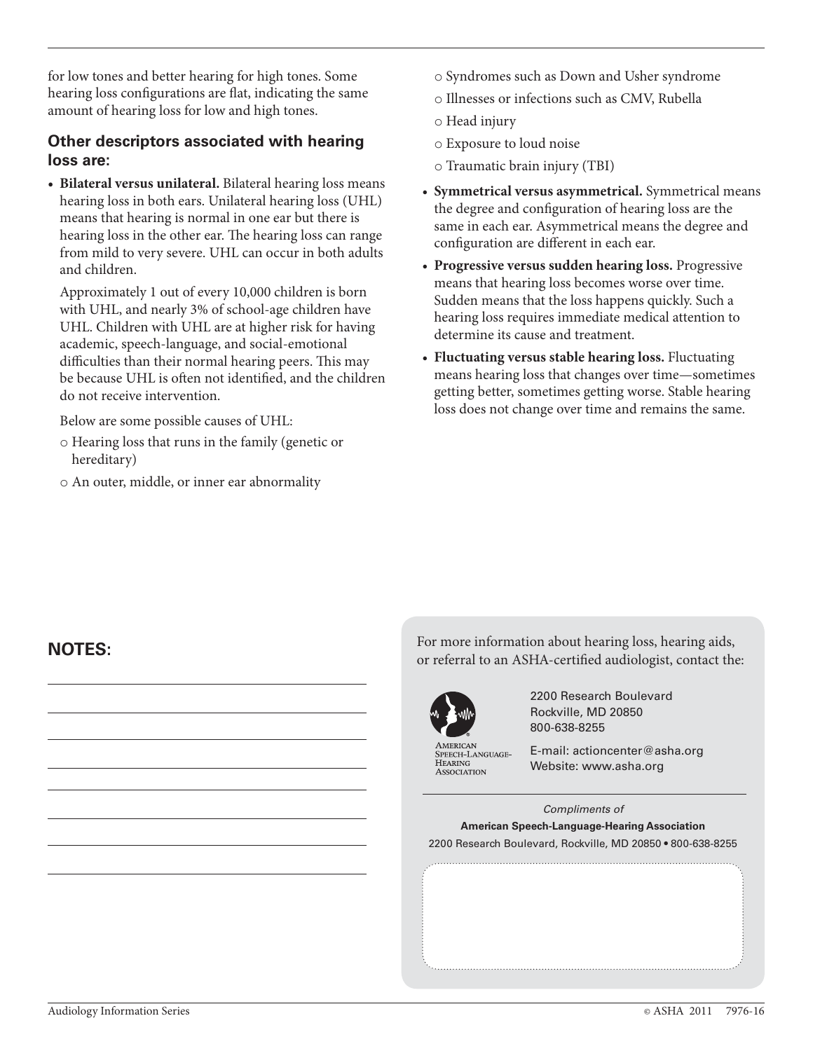for low tones and better hearing for high tones. Some hearing loss configurations are flat, indicating the same amount of hearing loss for low and high tones.

### Other descriptors associated with hearing loss are:

- **Bilateral versus unilateral.** Bilateral hearing loss means hearing loss in both ears. Unilateral hearing loss (UHL) means that hearing is normal in one ear but there is hearing loss in the other ear. The hearing loss can range from mild to very severe. UHL can occur in both adults and children.

  Approximately 1 out of every 10,000 children is born with UHL, and nearly 3% of school-age children have UHL. Children with UHL are at higher risk for having academic, speech-language, and social-emotional difficulties than their normal hearing peers. This may be because UHL is often not identified, and the children do not receive intervention.

  Below are some possible causes of UHL:

  - Hearing loss that runs in the family (genetic or hereditary)
  - An outer, middle, or inner ear abnormality
  - Syndromes such as Down and Usher syndrome
  - Illnesses or infections such as CMV, Rubella
  - Head injury
  - Exposure to loud noise
  - Traumatic brain injury (TBI)

- **Symmetrical versus asymmetrical.** Symmetrical means the degree and configuration of hearing loss are the same in each ear. Asymmetrical means the degree and configuration are different in each ear.
- **Progressive versus sudden hearing loss.** Progressive means that hearing loss becomes worse over time. Sudden means that the loss happens quickly. Such a hearing loss requires immediate medical attention to determine its cause and treatment.
- **Fluctuating versus stable hearing loss.** Fluctuating means hearing loss that changes over time—sometimes getting better, sometimes getting worse. Stable hearing loss does not change over time and remains the same.

## NOTES:

For more information about hearing loss, hearing aids, or referral to an ASHA-certified audiologist, contact the:

American Speech-Language-Hearing Association

2200 Research Boulevard
Rockville, MD 20850
800-638-8255

E-mail: actioncenter@asha.org
Website: www.asha.org

*Compliments of*

**American Speech-Language-Hearing Association**

2200 Research Boulevard, Rockville, MD 20850 • 800-638-8255